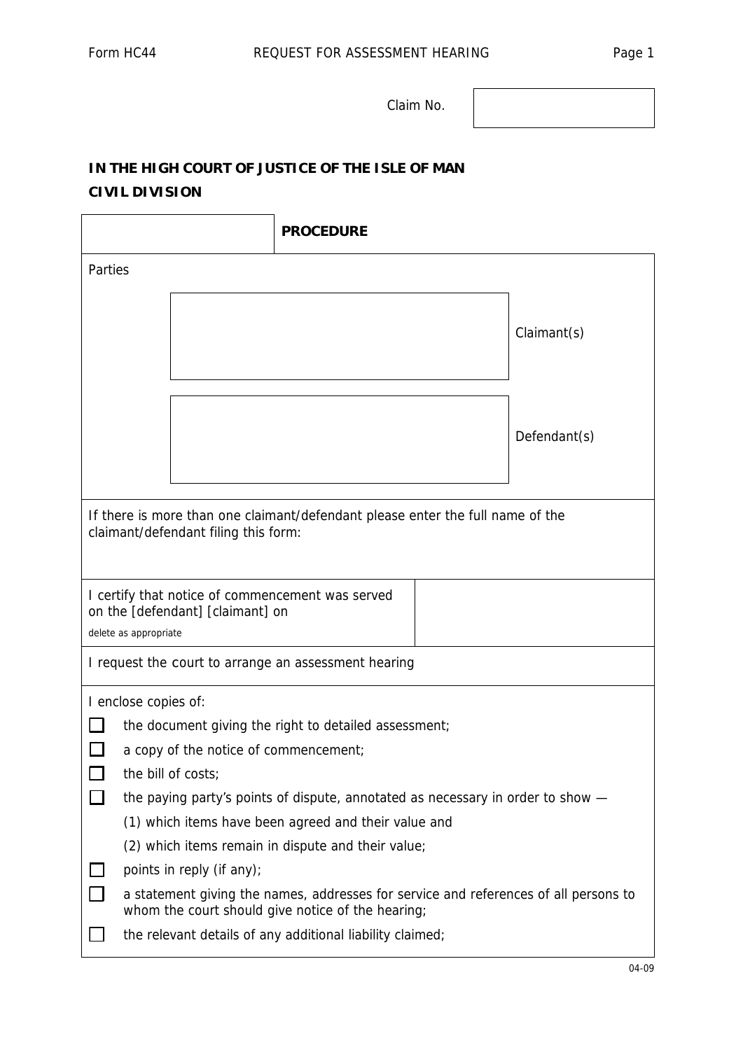Form HC44 REQUEST FOR ASSESSMENT HEARING

Claim No.

**IN THE HIGH COURT OF JUSTICE OF THE ISLE OF MAN**
**CIVIL DIVISION**

| | **PROCEDURE** |
|---|---|

Parties

| | |
|---|---|
| | Claimant(s) |
| | Defendant(s) |

If there is more than one claimant/defendant please enter the full name of the claimant/defendant filing this form:

| I certify that notice of commencement was served on the [defendant] [claimant] on<br>delete as appropriate | |
|---|---|

I request the court to arrange an assessment hearing

I enclose copies of:

- ☐ the document giving the right to detailed assessment;
- ☐ a copy of the notice of commencement;
- ☐ the bill of costs;
- ☐ the paying party's points of dispute, annotated as necessary in order to show —
  - (1) which items have been agreed and their value and
  - (2) which items remain in dispute and their value;
- ☐ points in reply (if any);
- ☐ a statement giving the names, addresses for service and references of all persons to whom the court should give notice of the hearing;
- ☐ the relevant details of any additional liability claimed;

04-09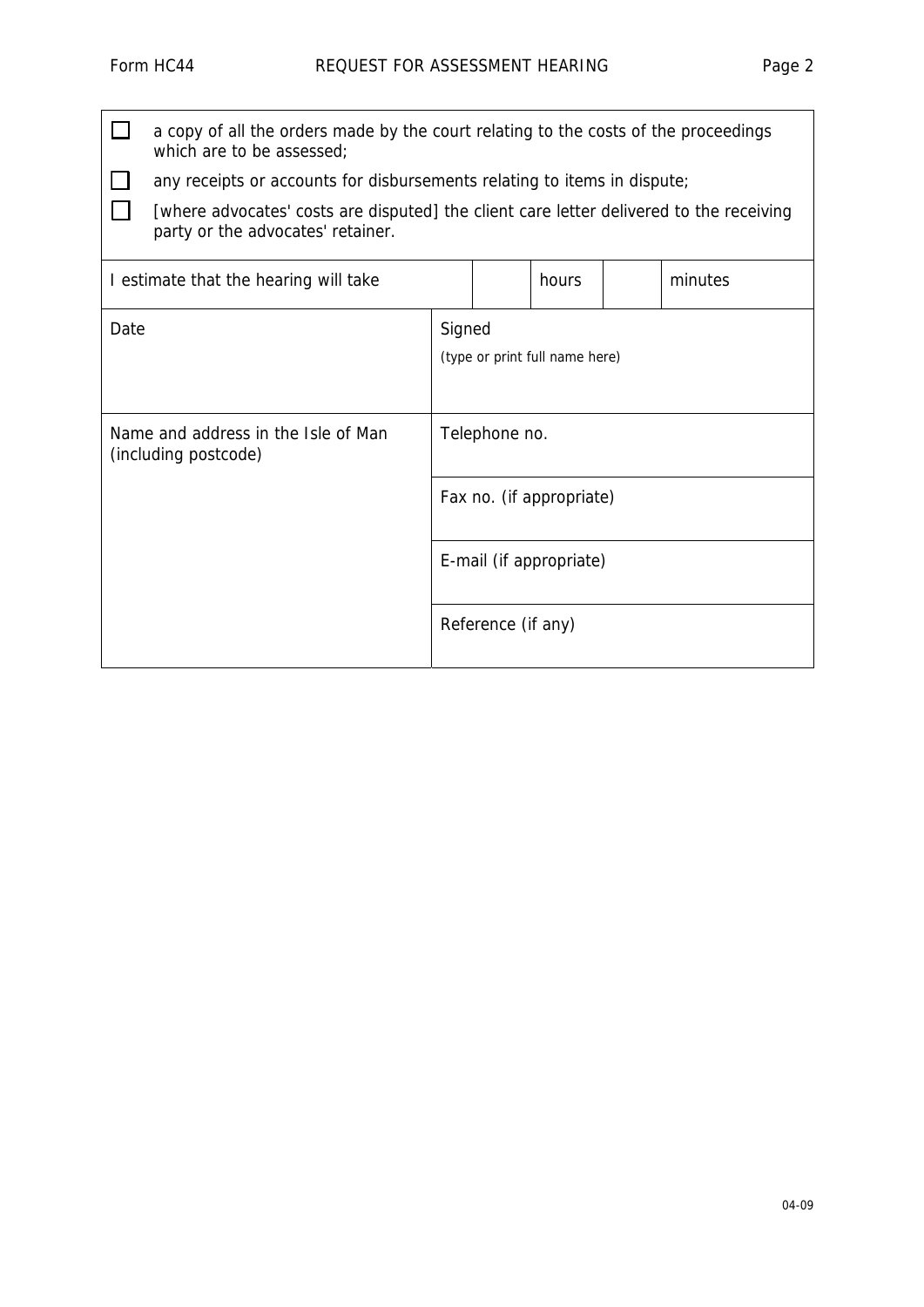- [ ] a copy of all the orders made by the court relating to the costs of the proceedings which are to be assessed;
- [ ] any receipts or accounts for disbursements relating to items in dispute;
- [ ] [where advocates' costs are disputed] the client care letter delivered to the receiving party or the advocates' retainer.

| | | | | |
|---|---|---|---|---|
| I estimate that the hearing will take | | hours | | minutes |

| | |
|---|---|
| Date | Signed<br>(type or print full name here) |
| Name and address in the Isle of Man (including postcode) | Telephone no. |
| | Fax no. (if appropriate) |
| | E-mail (if appropriate) |
| | Reference (if any) |

04-09